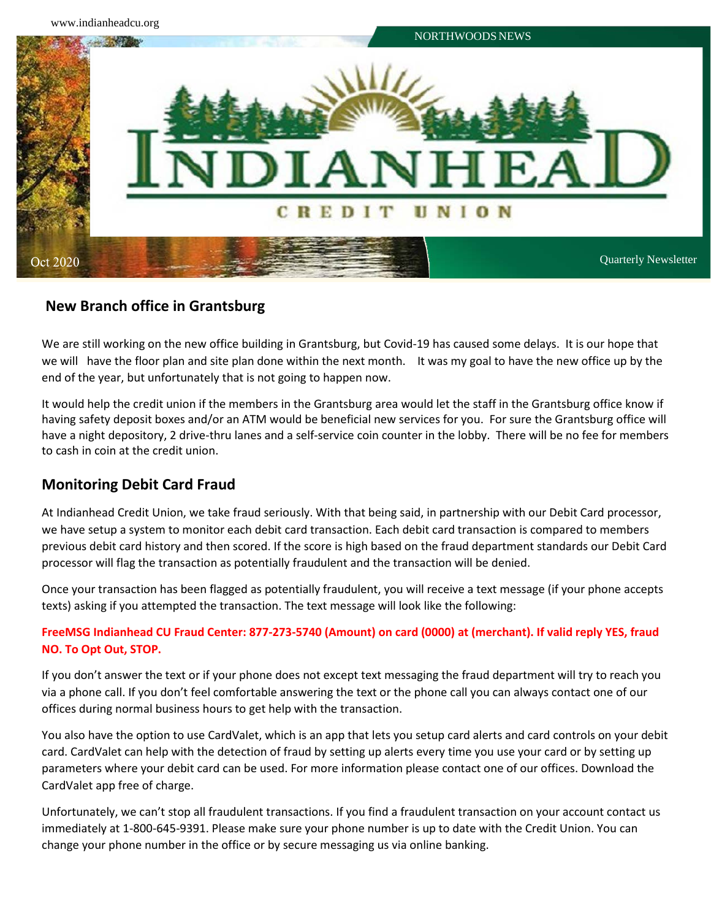www.indianheadcu.org

NORTHWOODS NEWS

# INDIANHEAD CREDIT UNION

Oct 2020

Quarterly Newsletter

## New Branch office in Grantsburg

We are still working on the new office building in Grantsburg, but Covid-19 has caused some delays. It is our hope that we will have the floor plan and site plan done within the next month. It was my goal to have the new office up by the end of the year, but unfortunately that is not going to happen now.

It would help the credit union if the members in the Grantsburg area would let the staff in the Grantsburg office know if having safety deposit boxes and/or an ATM would be beneficial new services for you. For sure the Grantsburg office will have a night depository, 2 drive-thru lanes and a self-service coin counter in the lobby. There will be no fee for members to cash in coin at the credit union.

## Monitoring Debit Card Fraud

At Indianhead Credit Union, we take fraud seriously. With that being said, in partnership with our Debit Card processor, we have setup a system to monitor each debit card transaction. Each debit card transaction is compared to members previous debit card history and then scored. If the score is high based on the fraud department standards our Debit Card processor will flag the transaction as potentially fraudulent and the transaction will be denied.

Once your transaction has been flagged as potentially fraudulent, you will receive a text message (if your phone accepts texts) asking if you attempted the transaction. The text message will look like the following:

**FreeMSG Indianhead CU Fraud Center: 877-273-5740 (Amount) on card (0000) at (merchant). If valid reply YES, fraud NO. To Opt Out, STOP.**

If you don't answer the text or if your phone does not except text messaging the fraud department will try to reach you via a phone call. If you don't feel comfortable answering the text or the phone call you can always contact one of our offices during normal business hours to get help with the transaction.

You also have the option to use CardValet, which is an app that lets you setup card alerts and card controls on your debit card. CardValet can help with the detection of fraud by setting up alerts every time you use your card or by setting up parameters where your debit card can be used. For more information please contact one of our offices. Download the CardValet app free of charge.

Unfortunately, we can't stop all fraudulent transactions. If you find a fraudulent transaction on your account contact us immediately at 1-800-645-9391. Please make sure your phone number is up to date with the Credit Union. You can change your phone number in the office or by secure messaging us via online banking.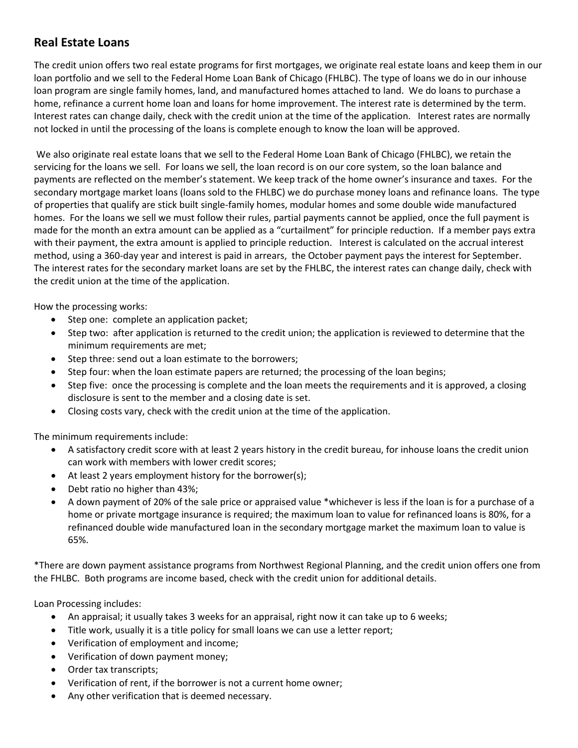## Real Estate Loans

The credit union offers two real estate programs for first mortgages, we originate real estate loans and keep them in our loan portfolio and we sell to the Federal Home Loan Bank of Chicago (FHLBC). The type of loans we do in our inhouse loan program are single family homes, land, and manufactured homes attached to land. We do loans to purchase a home, refinance a current home loan and loans for home improvement. The interest rate is determined by the term. Interest rates can change daily, check with the credit union at the time of the application. Interest rates are normally not locked in until the processing of the loans is complete enough to know the loan will be approved.

We also originate real estate loans that we sell to the Federal Home Loan Bank of Chicago (FHLBC), we retain the servicing for the loans we sell. For loans we sell, the loan record is on our core system, so the loan balance and payments are reflected on the member's statement. We keep track of the home owner's insurance and taxes. For the secondary mortgage market loans (loans sold to the FHLBC) we do purchase money loans and refinance loans. The type of properties that qualify are stick built single-family homes, modular homes and some double wide manufactured homes. For the loans we sell we must follow their rules, partial payments cannot be applied, once the full payment is made for the month an extra amount can be applied as a "curtailment" for principle reduction. If a member pays extra with their payment, the extra amount is applied to principle reduction. Interest is calculated on the accrual interest method, using a 360-day year and interest is paid in arrears, the October payment pays the interest for September. The interest rates for the secondary market loans are set by the FHLBC, the interest rates can change daily, check with the credit union at the time of the application.

How the processing works:

- Step one: complete an application packet;
- Step two: after application is returned to the credit union; the application is reviewed to determine that the minimum requirements are met;
- Step three: send out a loan estimate to the borrowers;
- Step four: when the loan estimate papers are returned; the processing of the loan begins;
- Step five: once the processing is complete and the loan meets the requirements and it is approved, a closing disclosure is sent to the member and a closing date is set.
- Closing costs vary, check with the credit union at the time of the application.

The minimum requirements include:

- A satisfactory credit score with at least 2 years history in the credit bureau, for inhouse loans the credit union can work with members with lower credit scores;
- At least 2 years employment history for the borrower(s);
- Debt ratio no higher than 43%;
- A down payment of 20% of the sale price or appraised value *whichever is less if the loan is for a purchase of a home or private mortgage insurance is required; the maximum loan to value for refinanced loans is 80%, for a refinanced double wide manufactured loan in the secondary mortgage market the maximum loan to value is 65%.

*There are down payment assistance programs from Northwest Regional Planning, and the credit union offers one from the FHLBC. Both programs are income based, check with the credit union for additional details.

Loan Processing includes:

- An appraisal; it usually takes 3 weeks for an appraisal, right now it can take up to 6 weeks;
- Title work, usually it is a title policy for small loans we can use a letter report;
- Verification of employment and income;
- Verification of down payment money;
- Order tax transcripts;
- Verification of rent, if the borrower is not a current home owner;
- Any other verification that is deemed necessary.